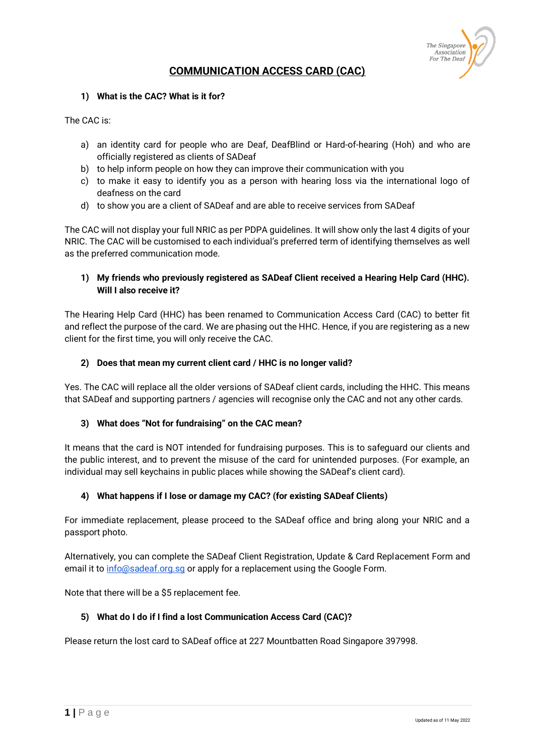# COMMUNICATION ACCESS CARD (CAC)

**1) What is the CAC? What is it for?**

The CAC is:

a) an identity card for people who are Deaf, DeafBlind or Hard-of-hearing (Hoh) and who are officially registered as clients of SADeaf
b) to help inform people on how they can improve their communication with you
c) to make it easy to identify you as a person with hearing loss via the international logo of deafness on the card
d) to show you are a client of SADeaf and are able to receive services from SADeaf

The CAC will not display your full NRIC as per PDPA guidelines. It will show only the last 4 digits of your NRIC. The CAC will be customised to each individual's preferred term of identifying themselves as well as the preferred communication mode.

**1) My friends who previously registered as SADeaf Client received a Hearing Help Card (HHC). Will I also receive it?**

The Hearing Help Card (HHC) has been renamed to Communication Access Card (CAC) to better fit and reflect the purpose of the card. We are phasing out the HHC. Hence, if you are registering as a new client for the first time, you will only receive the CAC.

**2) Does that mean my current client card / HHC is no longer valid?**

Yes. The CAC will replace all the older versions of SADeaf client cards, including the HHC. This means that SADeaf and supporting partners / agencies will recognise only the CAC and not any other cards.

**3) What does "Not for fundraising" on the CAC mean?**

It means that the card is NOT intended for fundraising purposes. This is to safeguard our clients and the public interest, and to prevent the misuse of the card for unintended purposes. (For example, an individual may sell keychains in public places while showing the SADeaf's client card).

**4) What happens if I lose or damage my CAC? (for existing SADeaf Clients)**

For immediate replacement, please proceed to the SADeaf office and bring along your NRIC and a passport photo.

Alternatively, you can complete the SADeaf Client Registration, Update & Card Replacement Form and email it to [info@sadeaf.org.sg](mailto:info@sadeaf.org.sg) or apply for a replacement using the Google Form.

Note that there will be a $5 replacement fee.

**5) What do I do if I find a lost Communication Access Card (CAC)?**

Please return the lost card to SADeaf office at 227 Mountbatten Road Singapore 397998.

Updated as of 11 May 2022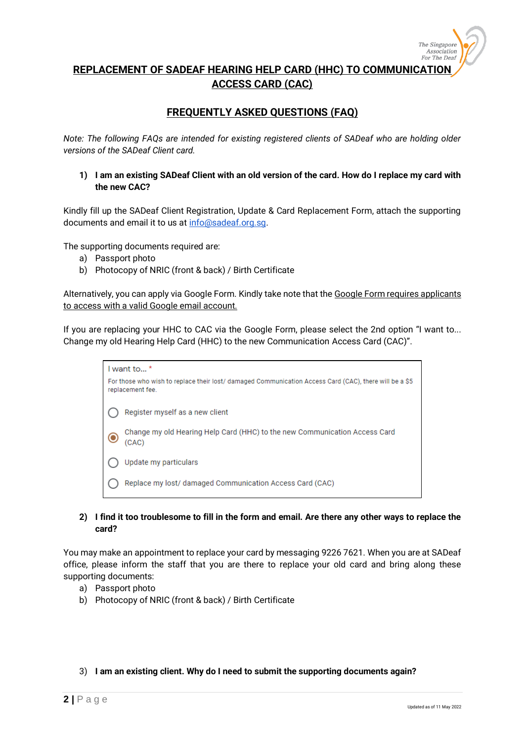# REPLACEMENT OF SADEAF HEARING HELP CARD (HHC) TO COMMUNICATION ACCESS CARD (CAC)

## FREQUENTLY ASKED QUESTIONS (FAQ)

*Note: The following FAQs are intended for existing registered clients of SADeaf who are holding older versions of the SADeaf Client card.*

**1) I am an existing SADeaf Client with an old version of the card. How do I replace my card with the new CAC?**

Kindly fill up the SADeaf Client Registration, Update & Card Replacement Form, attach the supporting documents and email it to us at info@sadeaf.org.sg.

The supporting documents required are:

a) Passport photo
b) Photocopy of NRIC (front & back) / Birth Certificate

Alternatively, you can apply via Google Form. Kindly take note that the Google Form requires applicants to access with a valid Google email account.

If you are replacing your HHC to CAC via the Google Form, please select the 2nd option "I want to... Change my old Hearing Help Card (HHC) to the new Communication Access Card (CAC)".

> I want to... *
>
> For those who wish to replace their lost/ damaged Communication Access Card (CAC), there will be a $5 replacement fee.
>
> ○ Register myself as a new client
>
> ◉ Change my old Hearing Help Card (HHC) to the new Communication Access Card (CAC)
>
> ○ Update my particulars
>
> ○ Replace my lost/ damaged Communication Access Card (CAC)

**2) I find it too troublesome to fill in the form and email. Are there any other ways to replace the card?**

You may make an appointment to replace your card by messaging 9226 7621. When you are at SADeaf office, please inform the staff that you are there to replace your old card and bring along these supporting documents:

a) Passport photo
b) Photocopy of NRIC (front & back) / Birth Certificate

**3) I am an existing client. Why do I need to submit the supporting documents again?**

Updated as of 11 May 2022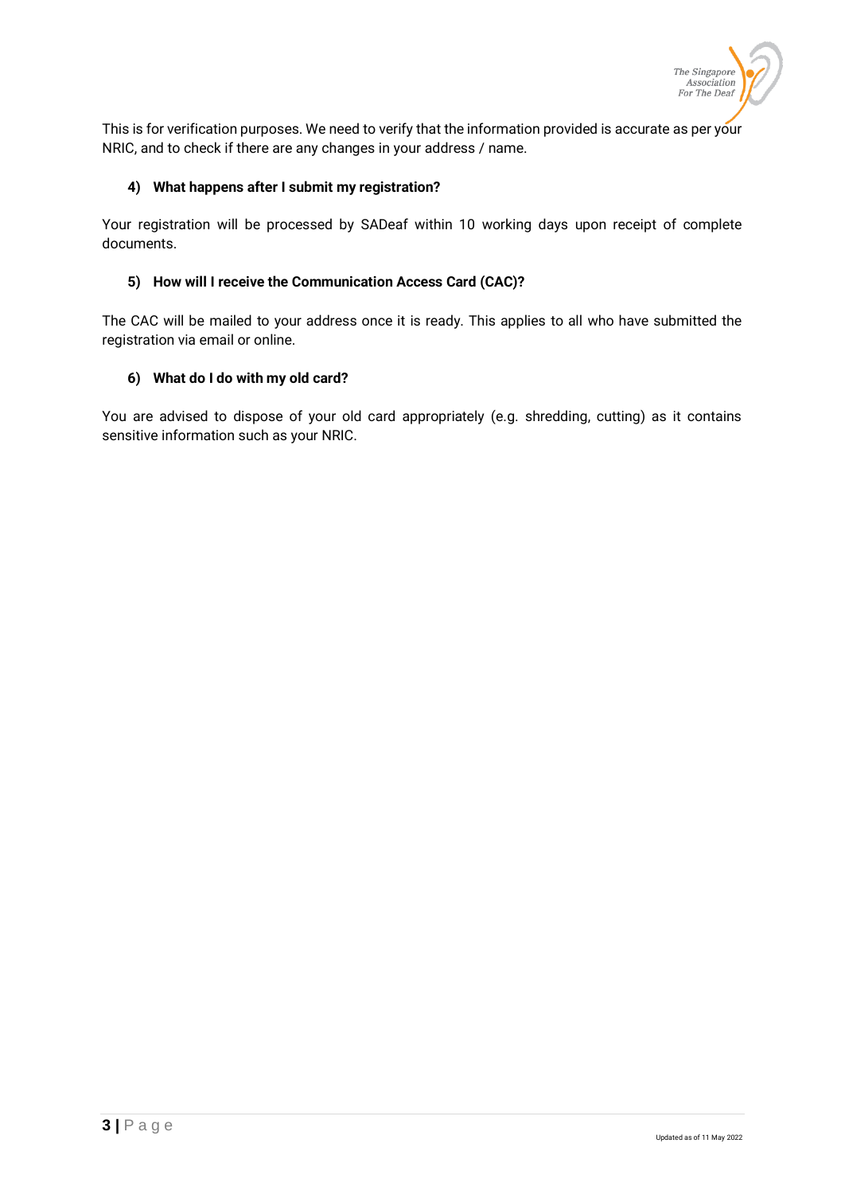This is for verification purposes. We need to verify that the information provided is accurate as per your NRIC, and to check if there are any changes in your address / name.

**4) What happens after I submit my registration?**

Your registration will be processed by SADeaf within 10 working days upon receipt of complete documents.

**5) How will I receive the Communication Access Card (CAC)?**

The CAC will be mailed to your address once it is ready. This applies to all who have submitted the registration via email or online.

**6) What do I do with my old card?**

You are advised to dispose of your old card appropriately (e.g. shredding, cutting) as it contains sensitive information such as your NRIC.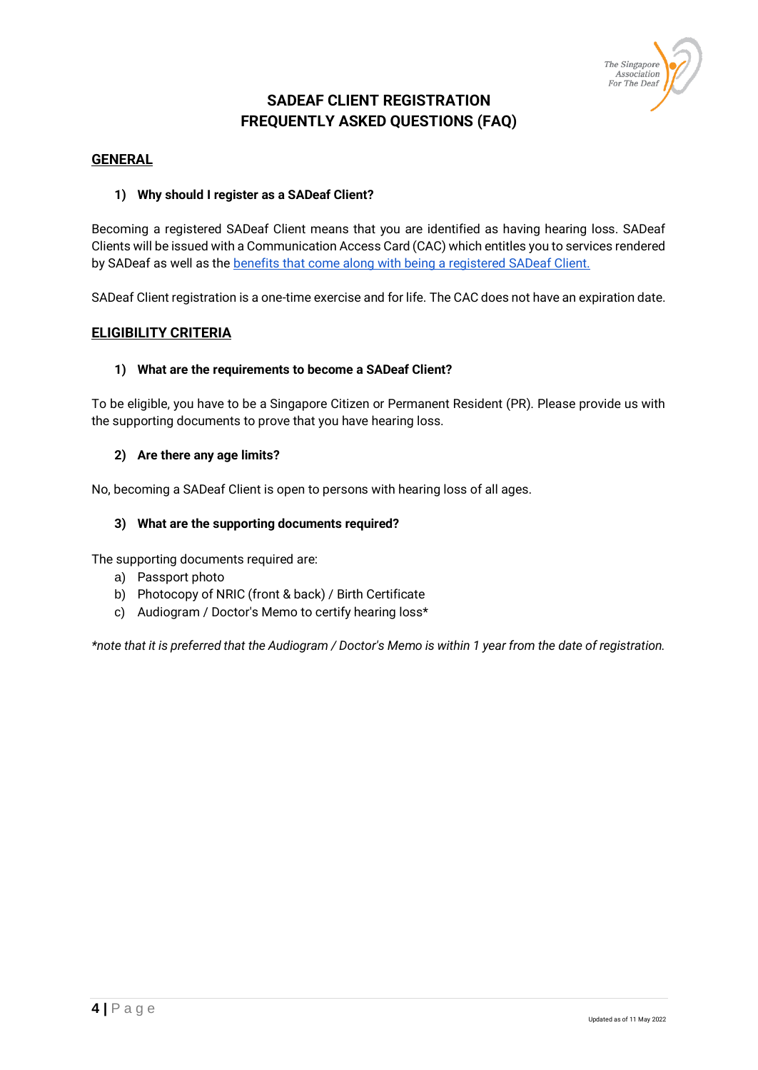# SADEAF CLIENT REGISTRATION
# FREQUENTLY ASKED QUESTIONS (FAQ)

## GENERAL

**1) Why should I register as a SADeaf Client?**

Becoming a registered SADeaf Client means that you are identified as having hearing loss. SADeaf Clients will be issued with a Communication Access Card (CAC) which entitles you to services rendered by SADeaf as well as the [benefits that come along with being a registered SADeaf Client.]()

SADeaf Client registration is a one-time exercise and for life. The CAC does not have an expiration date.

## ELIGIBILITY CRITERIA

**1) What are the requirements to become a SADeaf Client?**

To be eligible, you have to be a Singapore Citizen or Permanent Resident (PR). Please provide us with the supporting documents to prove that you have hearing loss.

**2) Are there any age limits?**

No, becoming a SADeaf Client is open to persons with hearing loss of all ages.

**3) What are the supporting documents required?**

The supporting documents required are:

a) Passport photo
b) Photocopy of NRIC (front & back) / Birth Certificate
c) Audiogram / Doctor's Memo to certify hearing loss*

*\*note that it is preferred that the Audiogram / Doctor's Memo is within 1 year from the date of registration.*

Updated as of 11 May 2022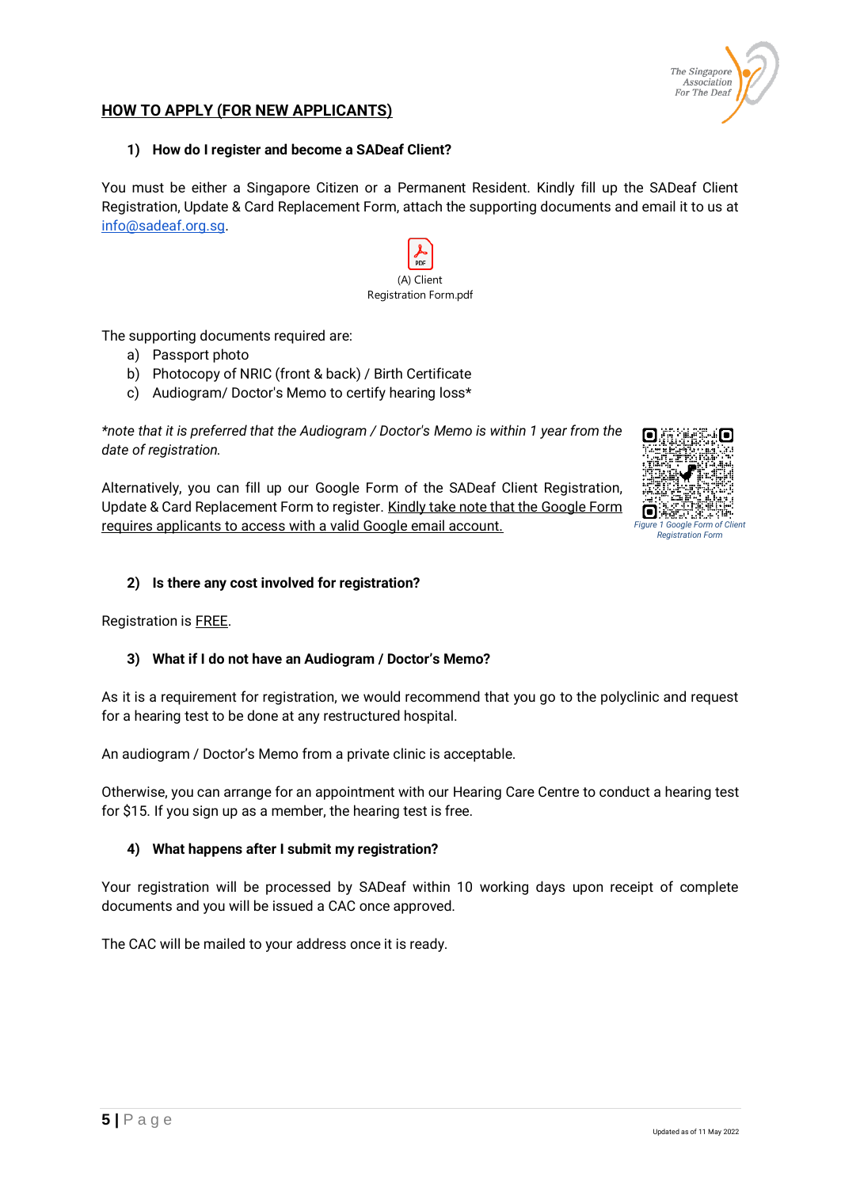## HOW TO APPLY (FOR NEW APPLICANTS)

### 1) How do I register and become a SADeaf Client?

You must be either a Singapore Citizen or a Permanent Resident. Kindly fill up the SADeaf Client Registration, Update & Card Replacement Form, attach the supporting documents and email it to us at info@sadeaf.org.sg.

(A) Client Registration Form.pdf

The supporting documents required are:

a) Passport photo
b) Photocopy of NRIC (front & back) / Birth Certificate
c) Audiogram/ Doctor's Memo to certify hearing loss*

*\*note that it is preferred that the Audiogram / Doctor's Memo is within 1 year from the date of registration.*

Alternatively, you can fill up our Google Form of the SADeaf Client Registration, Update & Card Replacement Form to register. Kindly take note that the Google Form requires applicants to access with a valid Google email account.

*Figure 1 Google Form of Client Registration Form*

### 2) Is there any cost involved for registration?

Registration is FREE.

### 3) What if I do not have an Audiogram / Doctor's Memo?

As it is a requirement for registration, we would recommend that you go to the polyclinic and request for a hearing test to be done at any restructured hospital.

An audiogram / Doctor's Memo from a private clinic is acceptable.

Otherwise, you can arrange for an appointment with our Hearing Care Centre to conduct a hearing test for $15. If you sign up as a member, the hearing test is free.

### 4) What happens after I submit my registration?

Your registration will be processed by SADeaf within 10 working days upon receipt of complete documents and you will be issued a CAC once approved.

The CAC will be mailed to your address once it is ready.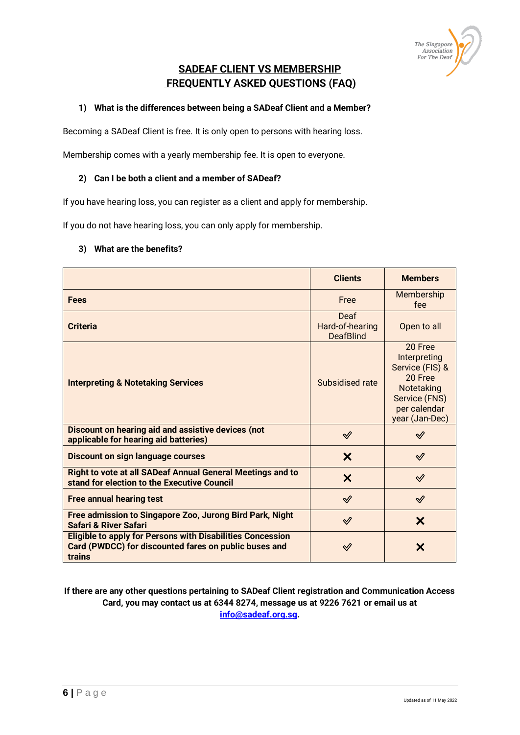# SADEAF CLIENT VS MEMBERSHIP FREQUENTLY ASKED QUESTIONS (FAQ)

### 1) What is the differences between being a SADeaf Client and a Member?

Becoming a SADeaf Client is free. It is only open to persons with hearing loss.

Membership comes with a yearly membership fee. It is open to everyone.

### 2) Can I be both a client and a member of SADeaf?

If you have hearing loss, you can register as a client and apply for membership.

If you do not have hearing loss, you can only apply for membership.

### 3) What are the benefits?

| | **Clients** | **Members** |
|---|---|---|
| **Fees** | Free | Membership fee |
| **Criteria** | Deaf<br>Hard-of-hearing<br>DeafBlind | Open to all |
| **Interpreting & Notetaking Services** | Subsidised rate | 20 Free Interpreting Service (FIS) & 20 Free Notetaking Service (FNS) per calendar year (Jan-Dec) |
| **Discount on hearing aid and assistive devices (not applicable for hearing aid batteries)** | ✓ | ✓ |
| **Discount on sign language courses** | ✗ | ✓ |
| **Right to vote at all SADeaf Annual General Meetings and to stand for election to the Executive Council** | ✗ | ✓ |
| **Free annual hearing test** | ✓ | ✓ |
| **Free admission to Singapore Zoo, Jurong Bird Park, Night Safari & River Safari** | ✓ | ✗ |
| **Eligible to apply for Persons with Disabilities Concession Card (PWDCC) for discounted fares on public buses and trains** | ✓ | ✗ |

**If there are any other questions pertaining to SADeaf Client registration and Communication Access Card, you may contact us at 6344 8274, message us at 9226 7621 or email us at [info@sadeaf.org.sg](mailto:info@sadeaf.org.sg).**

Updated as of 11 May 2022